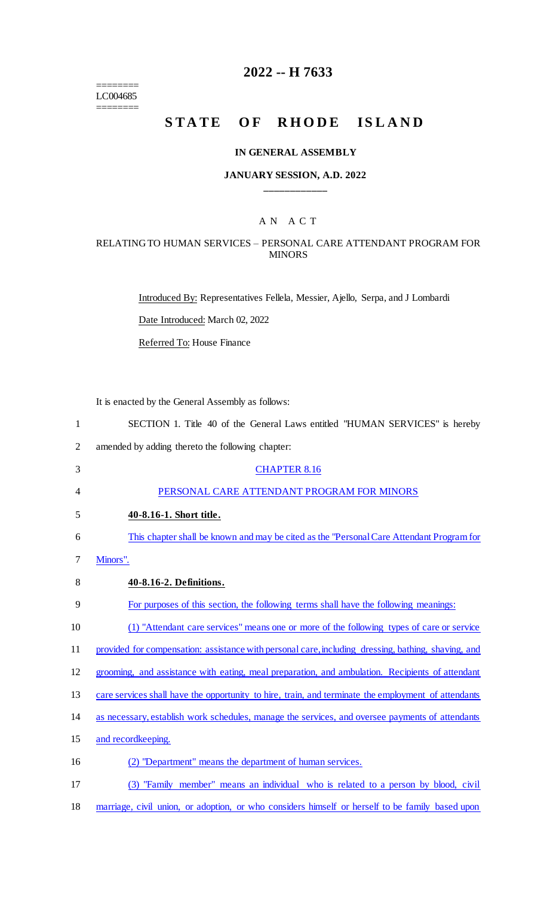========
LC004685
========

# 2022 -- H 7633

# STATE OF RHODE ISLAND

## IN GENERAL ASSEMBLY

### JANUARY SESSION, A.D. 2022

---

AN ACT

RELATING TO HUMAN SERVICES – PERSONAL CARE ATTENDANT PROGRAM FOR MINORS

Introduced By: Representatives Fellela, Messier, Ajello, Serpa, and J Lombardi

Date Introduced: March 02, 2022

Referred To: House Finance

It is enacted by the General Assembly as follows:

1 SECTION 1. Title 40 of the General Laws entitled "HUMAN SERVICES" is hereby
2 amended by adding thereto the following chapter:

3 CHAPTER 8.16

4 PERSONAL CARE ATTENDANT PROGRAM FOR MINORS

5 **40-8.16-1. Short title.**

6 This chapter shall be known and may be cited as the "Personal Care Attendant Program for
7 Minors".

8 **40-8.16-2. Definitions.**

9 For purposes of this section, the following terms shall have the following meanings:

10 (1) "Attendant care services" means one or more of the following types of care or service
11 provided for compensation: assistance with personal care, including dressing, bathing, shaving, and
12 grooming, and assistance with eating, meal preparation, and ambulation. Recipients of attendant
13 care services shall have the opportunity to hire, train, and terminate the employment of attendants
14 as necessary, establish work schedules, manage the services, and oversee payments of attendants
15 and recordkeeping.

16 (2) "Department" means the department of human services.

17 (3) "Family member" means an individual who is related to a person by blood, civil
18 marriage, civil union, or adoption, or who considers himself or herself to be family based upon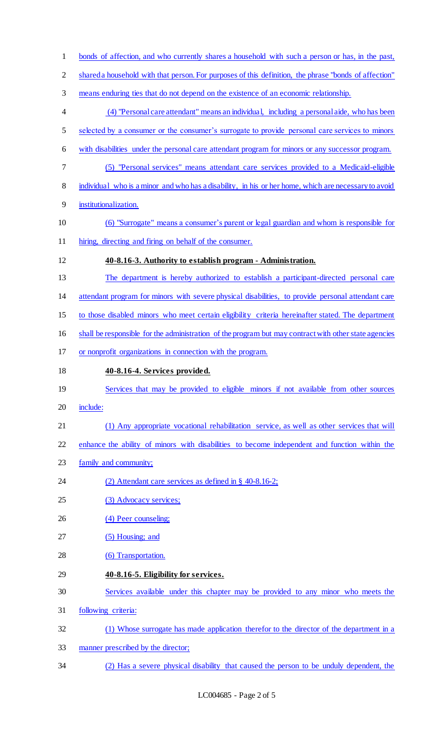bonds of affection, and who currently shares a household with such a person or has, in the past, shared a household with that person. For purposes of this definition, the phrase "bonds of affection" means enduring ties that do not depend on the existence of an economic relationship.

(4) "Personal care attendant" means an individual, including a personal aide, who has been selected by a consumer or the consumer's surrogate to provide personal care services to minors with disabilities under the personal care attendant program for minors or any successor program.

(5) "Personal services" means attendant care services provided to a Medicaid-eligible individual who is a minor and who has a disability, in his or her home, which are necessary to avoid institutionalization.

(6) "Surrogate" means a consumer's parent or legal guardian and whom is responsible for hiring, directing and firing on behalf of the consumer.

**40-8.16-3. Authority to establish program - Administration.**

The department is hereby authorized to establish a participant-directed personal care attendant program for minors with severe physical disabilities, to provide personal attendant care to those disabled minors who meet certain eligibility criteria hereinafter stated. The department shall be responsible for the administration of the program but may contract with other state agencies or nonprofit organizations in connection with the program.

**40-8.16-4. Services provided.**

Services that may be provided to eligible minors if not available from other sources include:

(1) Any appropriate vocational rehabilitation service, as well as other services that will enhance the ability of minors with disabilities to become independent and function within the family and community;

(2) Attendant care services as defined in § 40-8.16-2;

(3) Advocacy services;

(4) Peer counseling;

(5) Housing; and

(6) Transportation.

**40-8.16-5. Eligibility for services.**

Services available under this chapter may be provided to any minor who meets the following criteria:

(1) Whose surrogate has made application therefor to the director of the department in a manner prescribed by the director;

(2) Has a severe physical disability that caused the person to be unduly dependent, the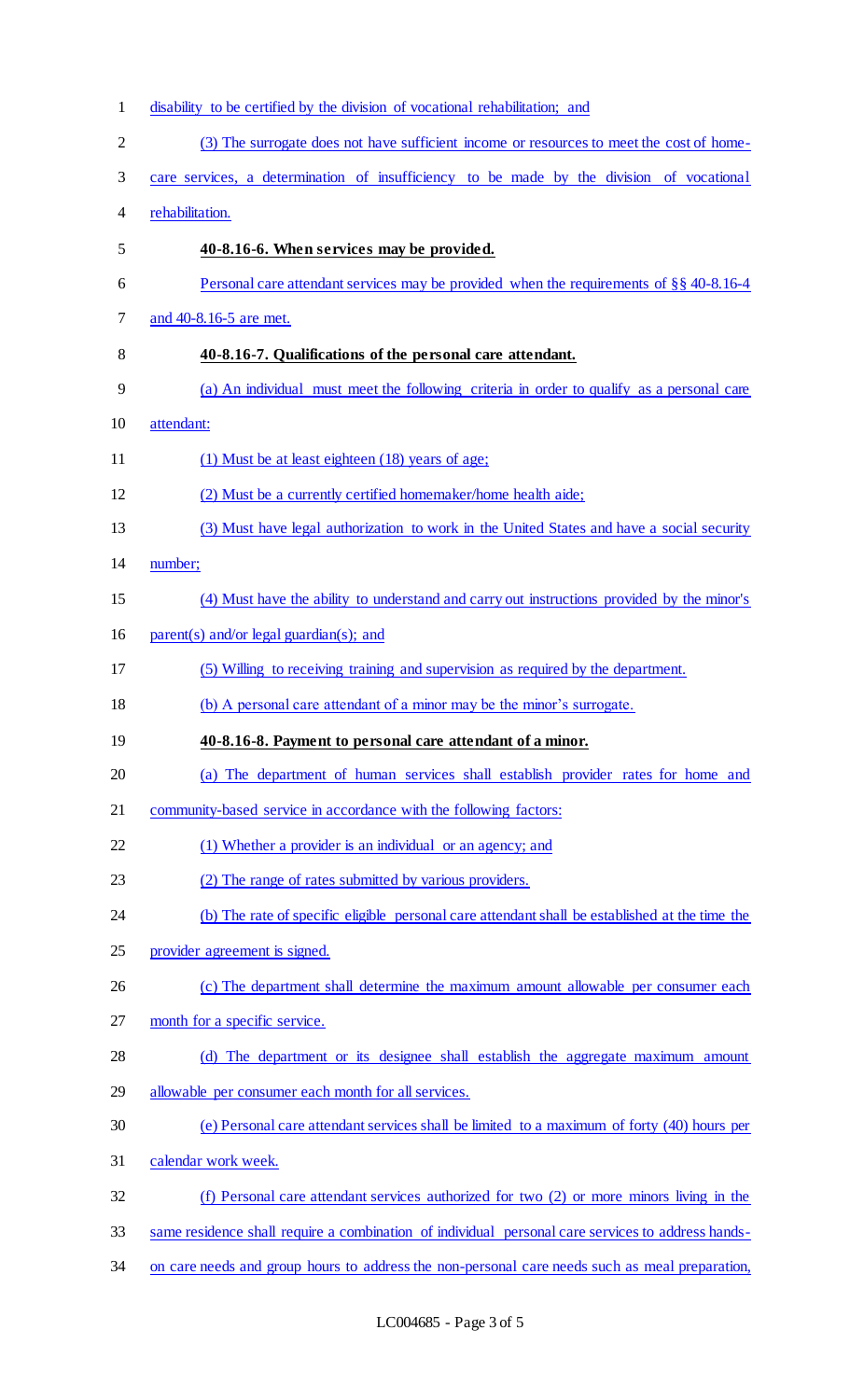disability to be certified by the division of vocational rehabilitation; and

(3) The surrogate does not have sufficient income or resources to meet the cost of home-care services, a determination of insufficiency to be made by the division of vocational rehabilitation.

**40-8.16-6. When services may be provided.**

Personal care attendant services may be provided when the requirements of §§ 40-8.16-4 and 40-8.16-5 are met.

**40-8.16-7. Qualifications of the personal care attendant.**

(a) An individual must meet the following criteria in order to qualify as a personal care attendant:

(1) Must be at least eighteen (18) years of age;

(2) Must be a currently certified homemaker/home health aide;

(3) Must have legal authorization to work in the United States and have a social security number;

(4) Must have the ability to understand and carry out instructions provided by the minor's parent(s) and/or legal guardian(s); and

(5) Willing to receiving training and supervision as required by the department.

(b) A personal care attendant of a minor may be the minor's surrogate.

**40-8.16-8. Payment to personal care attendant of a minor.**

(a) The department of human services shall establish provider rates for home and community-based service in accordance with the following factors:

(1) Whether a provider is an individual or an agency; and

(2) The range of rates submitted by various providers.

(b) The rate of specific eligible personal care attendant shall be established at the time the provider agreement is signed.

(c) The department shall determine the maximum amount allowable per consumer each month for a specific service.

(d) The department or its designee shall establish the aggregate maximum amount allowable per consumer each month for all services.

(e) Personal care attendant services shall be limited to a maximum of forty (40) hours per calendar work week.

(f) Personal care attendant services authorized for two (2) or more minors living in the same residence shall require a combination of individual personal care services to address hands-on care needs and group hours to address the non-personal care needs such as meal preparation,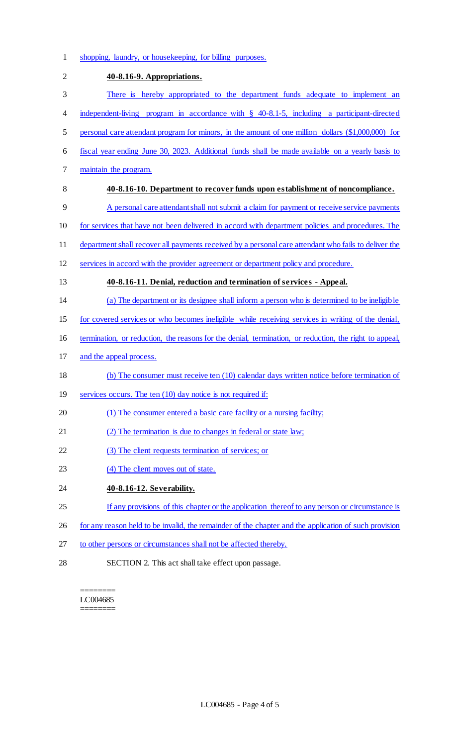shopping, laundry, or housekeeping, for billing purposes.

**40-8.16-9. Appropriations.**

There is hereby appropriated to the department funds adequate to implement an independent-living program in accordance with § 40-8.1-5, including a participant-directed personal care attendant program for minors, in the amount of one million dollars ($1,000,000) for fiscal year ending June 30, 2023. Additional funds shall be made available on a yearly basis to maintain the program.

**40-8.16-10. Department to recover funds upon establishment of noncompliance.**

A personal care attendant shall not submit a claim for payment or receive service payments for services that have not been delivered in accord with department policies and procedures. The department shall recover all payments received by a personal care attendant who fails to deliver the services in accord with the provider agreement or department policy and procedure.

**40-8.16-11. Denial, reduction and termination of services - Appeal.**

(a) The department or its designee shall inform a person who is determined to be ineligible for covered services or who becomes ineligible while receiving services in writing of the denial, termination, or reduction, the reasons for the denial, termination, or reduction, the right to appeal, and the appeal process.

(b) The consumer must receive ten (10) calendar days written notice before termination of services occurs. The ten (10) day notice is not required if:

(1) The consumer entered a basic care facility or a nursing facility;

(2) The termination is due to changes in federal or state law;

(3) The client requests termination of services; or

(4) The client moves out of state.

**40-8.16-12. Severability.**

If any provisions of this chapter or the application thereof to any person or circumstance is for any reason held to be invalid, the remainder of the chapter and the application of such provision to other persons or circumstances shall not be affected thereby.

SECTION 2. This act shall take effect upon passage.

========
LC004685
========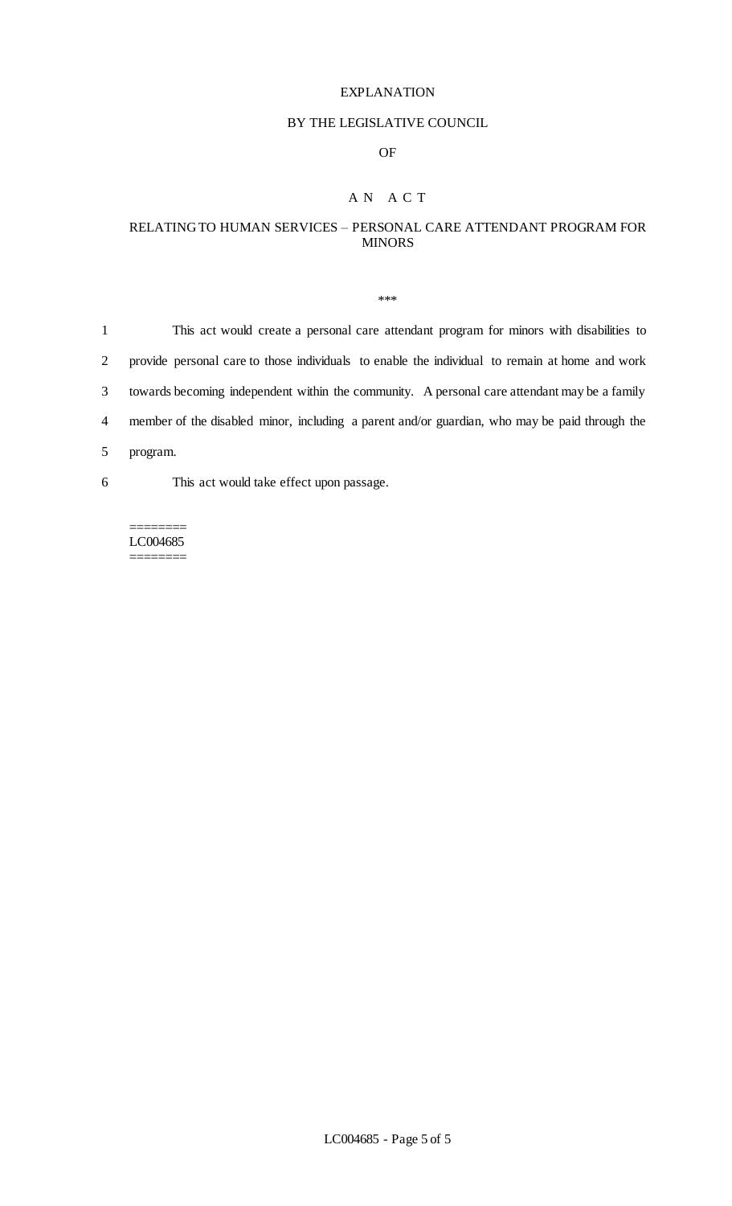EXPLANATION

BY THE LEGISLATIVE COUNCIL

OF

A N A C T

RELATING TO HUMAN SERVICES – PERSONAL CARE ATTENDANT PROGRAM FOR MINORS

\*\*\*

1 This act would create a personal care attendant program for minors with disabilities to
2 provide personal care to those individuals to enable the individual to remain at home and work
3 towards becoming independent within the community. A personal care attendant may be a family
4 member of the disabled minor, including a parent and/or guardian, who may be paid through the
5 program.
6 This act would take effect upon passage.

========
LC004685
========